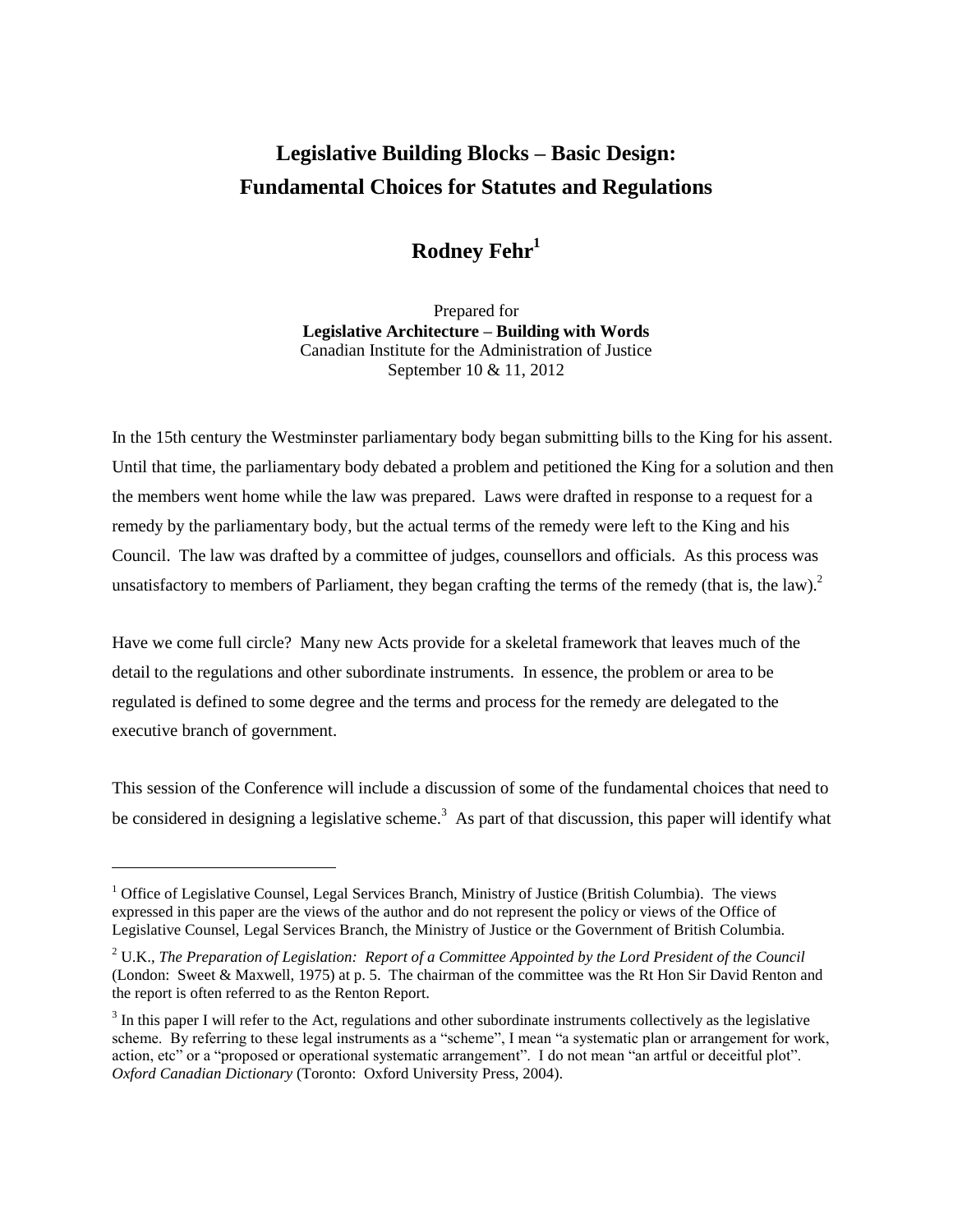# Legislative Building Blocks – Basic Design: Fundamental Choices for Statutes and Regulations

## Rodney Fehr[1]

Prepared for
**Legislative Architecture – Building with Words**
Canadian Institute for the Administration of Justice
September 10 & 11, 2012

In the 15th century the Westminster parliamentary body began submitting bills to the King for his assent. Until that time, the parliamentary body debated a problem and petitioned the King for a solution and then the members went home while the law was prepared. Laws were drafted in response to a request for a remedy by the parliamentary body, but the actual terms of the remedy were left to the King and his Council. The law was drafted by a committee of judges, counsellors and officials. As this process was unsatisfactory to members of Parliament, they began crafting the terms of the remedy (that is, the law).[2]

Have we come full circle? Many new Acts provide for a skeletal framework that leaves much of the detail to the regulations and other subordinate instruments. In essence, the problem or area to be regulated is defined to some degree and the terms and process for the remedy are delegated to the executive branch of government.

This session of the Conference will include a discussion of some of the fundamental choices that need to be considered in designing a legislative scheme.[3] As part of that discussion, this paper will identify what

---

[1] Office of Legislative Counsel, Legal Services Branch, Ministry of Justice (British Columbia). The views expressed in this paper are the views of the author and do not represent the policy or views of the Office of Legislative Counsel, Legal Services Branch, the Ministry of Justice or the Government of British Columbia.

[2] U.K., *The Preparation of Legislation: Report of a Committee Appointed by the Lord President of the Council* (London: Sweet & Maxwell, 1975) at p. 5. The chairman of the committee was the Rt Hon Sir David Renton and the report is often referred to as the Renton Report.

[3] In this paper I will refer to the Act, regulations and other subordinate instruments collectively as the legislative scheme. By referring to these legal instruments as a "scheme", I mean "a systematic plan or arrangement for work, action, etc" or a "proposed or operational systematic arrangement". I do not mean "an artful or deceitful plot". *Oxford Canadian Dictionary* (Toronto: Oxford University Press, 2004).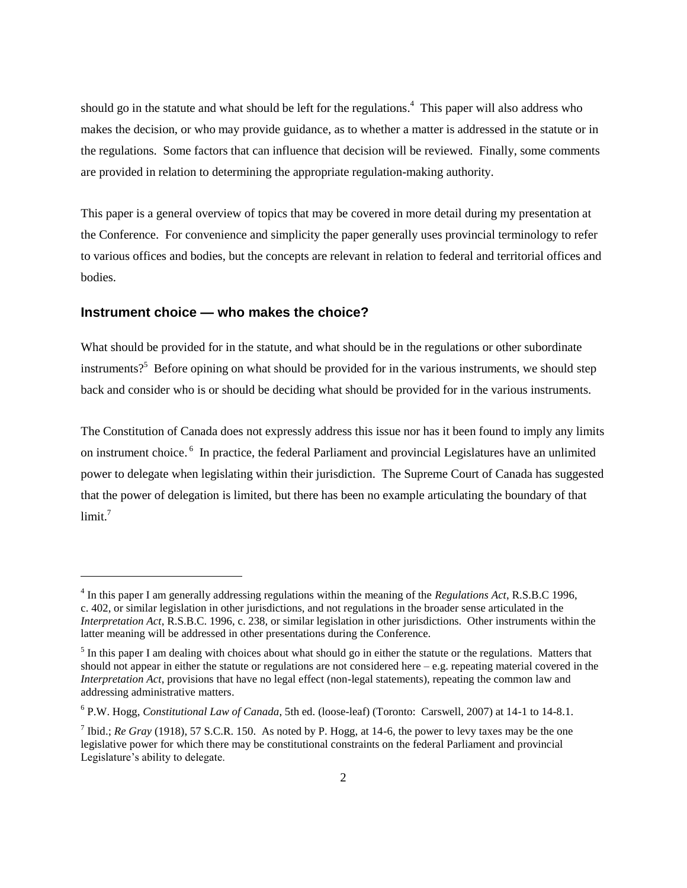should go in the statute and what should be left for the regulations.[4] This paper will also address who makes the decision, or who may provide guidance, as to whether a matter is addressed in the statute or in the regulations. Some factors that can influence that decision will be reviewed. Finally, some comments are provided in relation to determining the appropriate regulation-making authority.

This paper is a general overview of topics that may be covered in more detail during my presentation at the Conference. For convenience and simplicity the paper generally uses provincial terminology to refer to various offices and bodies, but the concepts are relevant in relation to federal and territorial offices and bodies.

## Instrument choice — who makes the choice?

What should be provided for in the statute, and what should be in the regulations or other subordinate instruments?[5] Before opining on what should be provided for in the various instruments, we should step back and consider who is or should be deciding what should be provided for in the various instruments.

The Constitution of Canada does not expressly address this issue nor has it been found to imply any limits on instrument choice.[6] In practice, the federal Parliament and provincial Legislatures have an unlimited power to delegate when legislating within their jurisdiction. The Supreme Court of Canada has suggested that the power of delegation is limited, but there has been no example articulating the boundary of that limit.[7]

---

[4] In this paper I am generally addressing regulations within the meaning of the *Regulations Act*, R.S.B.C 1996, c. 402, or similar legislation in other jurisdictions, and not regulations in the broader sense articulated in the *Interpretation Act*, R.S.B.C. 1996, c. 238, or similar legislation in other jurisdictions. Other instruments within the latter meaning will be addressed in other presentations during the Conference.

[5] In this paper I am dealing with choices about what should go in either the statute or the regulations. Matters that should not appear in either the statute or regulations are not considered here – e.g. repeating material covered in the *Interpretation Act*, provisions that have no legal effect (non-legal statements), repeating the common law and addressing administrative matters.

[6] P.W. Hogg, *Constitutional Law of Canada*, 5th ed. (loose-leaf) (Toronto: Carswell, 2007) at 14-1 to 14-8.1.

[7] Ibid.; *Re Gray* (1918), 57 S.C.R. 150. As noted by P. Hogg, at 14-6, the power to levy taxes may be the one legislative power for which there may be constitutional constraints on the federal Parliament and provincial Legislature's ability to delegate.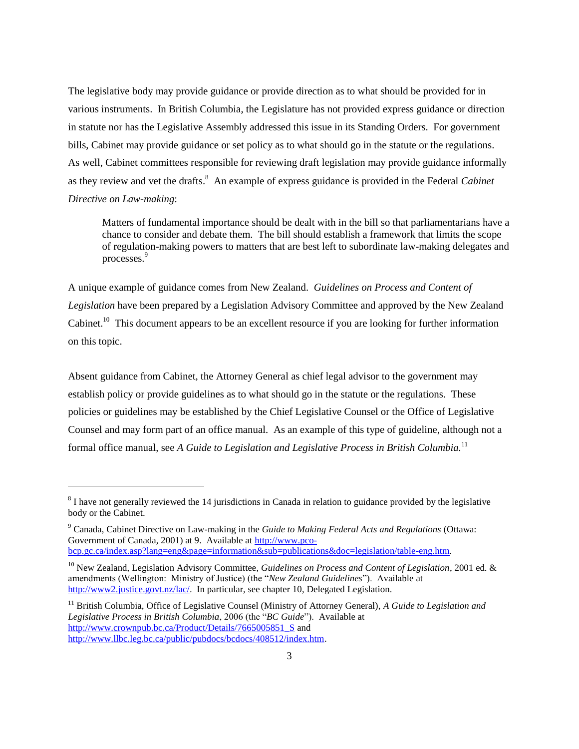The legislative body may provide guidance or provide direction as to what should be provided for in various instruments. In British Columbia, the Legislature has not provided express guidance or direction in statute nor has the Legislative Assembly addressed this issue in its Standing Orders. For government bills, Cabinet may provide guidance or set policy as to what should go in the statute or the regulations. As well, Cabinet committees responsible for reviewing draft legislation may provide guidance informally as they review and vet the drafts.[8] An example of express guidance is provided in the Federal *Cabinet Directive on Law-making*:

> Matters of fundamental importance should be dealt with in the bill so that parliamentarians have a chance to consider and debate them. The bill should establish a framework that limits the scope of regulation-making powers to matters that are best left to subordinate law-making delegates and processes.[9]

A unique example of guidance comes from New Zealand. *Guidelines on Process and Content of Legislation* have been prepared by a Legislation Advisory Committee and approved by the New Zealand Cabinet.[10] This document appears to be an excellent resource if you are looking for further information on this topic.

Absent guidance from Cabinet, the Attorney General as chief legal advisor to the government may establish policy or provide guidelines as to what should go in the statute or the regulations. These policies or guidelines may be established by the Chief Legislative Counsel or the Office of Legislative Counsel and may form part of an office manual. As an example of this type of guideline, although not a formal office manual, see *A Guide to Legislation and Legislative Process in British Columbia.*[11]

---

[8] I have not generally reviewed the 14 jurisdictions in Canada in relation to guidance provided by the legislative body or the Cabinet.

[9] Canada, Cabinet Directive on Law-making in the *Guide to Making Federal Acts and Regulations* (Ottawa: Government of Canada, 2001) at 9. Available at http://www.pco-bcp.gc.ca/index.asp?lang=eng&page=information&sub=publications&doc=legislation/table-eng.htm.

[10] New Zealand, Legislation Advisory Committee, *Guidelines on Process and Content of Legislation*, 2001 ed. & amendments (Wellington: Ministry of Justice) (the "*New Zealand Guidelines*"). Available at http://www2.justice.govt.nz/lac/. In particular, see chapter 10, Delegated Legislation.

[11] British Columbia, Office of Legislative Counsel (Ministry of Attorney General), *A Guide to Legislation and Legislative Process in British Columbia*, 2006 (the "*BC Guide*"). Available at http://www.crownpub.bc.ca/Product/Details/7665005851_S and http://www.llbc.leg.bc.ca/public/pubdocs/bcdocs/408512/index.htm.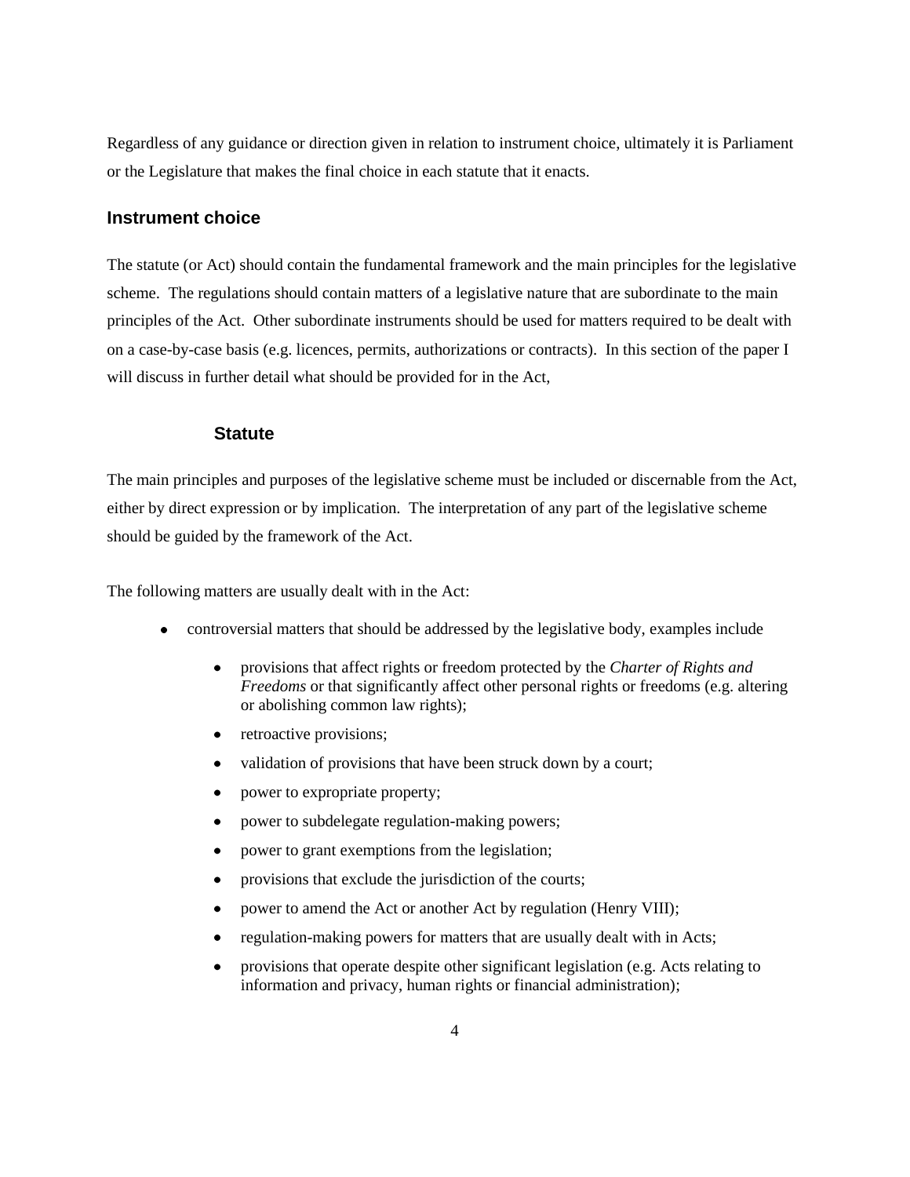Regardless of any guidance or direction given in relation to instrument choice, ultimately it is Parliament or the Legislature that makes the final choice in each statute that it enacts.

## Instrument choice

The statute (or Act) should contain the fundamental framework and the main principles for the legislative scheme. The regulations should contain matters of a legislative nature that are subordinate to the main principles of the Act. Other subordinate instruments should be used for matters required to be dealt with on a case-by-case basis (e.g. licences, permits, authorizations or contracts). In this section of the paper I will discuss in further detail what should be provided for in the Act,

### Statute

The main principles and purposes of the legislative scheme must be included or discernable from the Act, either by direct expression or by implication. The interpretation of any part of the legislative scheme should be guided by the framework of the Act.

The following matters are usually dealt with in the Act:

- controversial matters that should be addressed by the legislative body, examples include
    - provisions that affect rights or freedom protected by the *Charter of Rights and Freedoms* or that significantly affect other personal rights or freedoms (e.g. altering or abolishing common law rights);
    - retroactive provisions;
    - validation of provisions that have been struck down by a court;
    - power to expropriate property;
    - power to subdelegate regulation-making powers;
    - power to grant exemptions from the legislation;
    - provisions that exclude the jurisdiction of the courts;
    - power to amend the Act or another Act by regulation (Henry VIII);
    - regulation-making powers for matters that are usually dealt with in Acts;
    - provisions that operate despite other significant legislation (e.g. Acts relating to information and privacy, human rights or financial administration);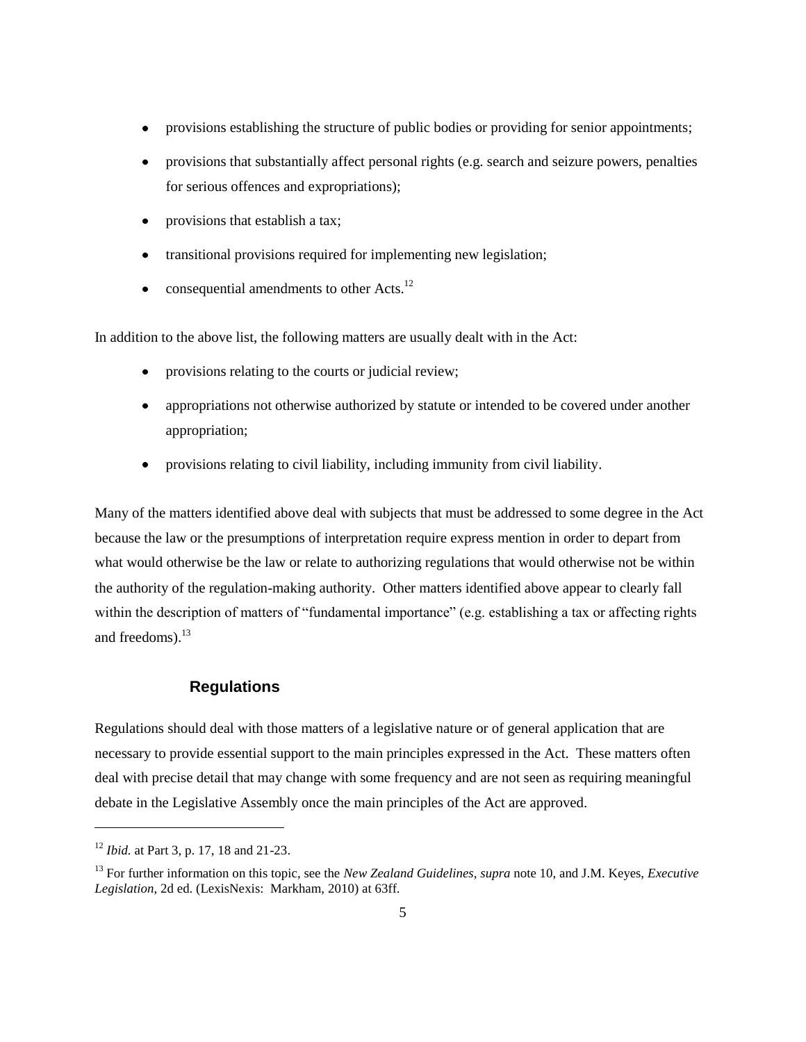- provisions establishing the structure of public bodies or providing for senior appointments;
- provisions that substantially affect personal rights (e.g. search and seizure powers, penalties for serious offences and expropriations);
- provisions that establish a tax;
- transitional provisions required for implementing new legislation;
- consequential amendments to other Acts.[12]

In addition to the above list, the following matters are usually dealt with in the Act:

- provisions relating to the courts or judicial review;
- appropriations not otherwise authorized by statute or intended to be covered under another appropriation;
- provisions relating to civil liability, including immunity from civil liability.

Many of the matters identified above deal with subjects that must be addressed to some degree in the Act because the law or the presumptions of interpretation require express mention in order to depart from what would otherwise be the law or relate to authorizing regulations that would otherwise not be within the authority of the regulation-making authority. Other matters identified above appear to clearly fall within the description of matters of "fundamental importance" (e.g. establishing a tax or affecting rights and freedoms).[13]

### Regulations

Regulations should deal with those matters of a legislative nature or of general application that are necessary to provide essential support to the main principles expressed in the Act. These matters often deal with precise detail that may change with some frequency and are not seen as requiring meaningful debate in the Legislative Assembly once the main principles of the Act are approved.

---

[12] *Ibid.* at Part 3, p. 17, 18 and 21-23.

[13] For further information on this topic, see the *New Zealand Guidelines*, *supra* note 10, and J.M. Keyes, *Executive Legislation*, 2d ed. (LexisNexis: Markham, 2010) at 63ff.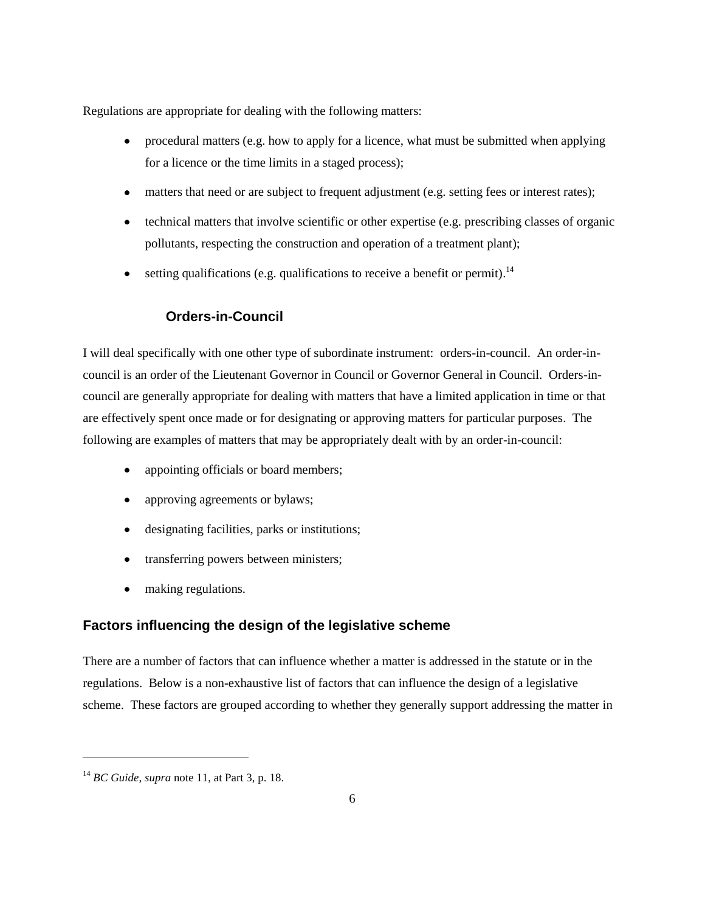Regulations are appropriate for dealing with the following matters:

- procedural matters (e.g. how to apply for a licence, what must be submitted when applying for a licence or the time limits in a staged process);
- matters that need or are subject to frequent adjustment (e.g. setting fees or interest rates);
- technical matters that involve scientific or other expertise (e.g. prescribing classes of organic pollutants, respecting the construction and operation of a treatment plant);
- setting qualifications (e.g. qualifications to receive a benefit or permit).[14]

### Orders-in-Council

I will deal specifically with one other type of subordinate instrument: orders-in-council. An order-in-council is an order of the Lieutenant Governor in Council or Governor General in Council. Orders-in-council are generally appropriate for dealing with matters that have a limited application in time or that are effectively spent once made or for designating or approving matters for particular purposes. The following are examples of matters that may be appropriately dealt with by an order-in-council:

- appointing officials or board members;
- approving agreements or bylaws;
- designating facilities, parks or institutions;
- transferring powers between ministers;
- making regulations.

## Factors influencing the design of the legislative scheme

There are a number of factors that can influence whether a matter is addressed in the statute or in the regulations. Below is a non-exhaustive list of factors that can influence the design of a legislative scheme. These factors are grouped according to whether they generally support addressing the matter in

---

[14] *BC Guide, supra* note 11, at Part 3, p. 18.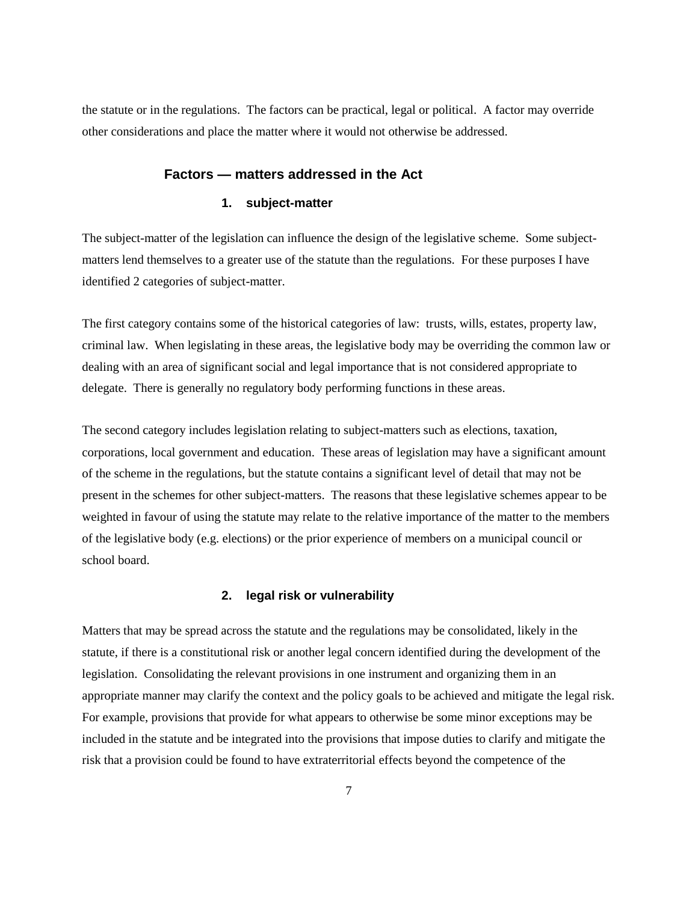the statute or in the regulations. The factors can be practical, legal or political. A factor may override other considerations and place the matter where it would not otherwise be addressed.

## Factors — matters addressed in the Act

### 1. subject-matter

The subject-matter of the legislation can influence the design of the legislative scheme. Some subject-matters lend themselves to a greater use of the statute than the regulations. For these purposes I have identified 2 categories of subject-matter.

The first category contains some of the historical categories of law: trusts, wills, estates, property law, criminal law. When legislating in these areas, the legislative body may be overriding the common law or dealing with an area of significant social and legal importance that is not considered appropriate to delegate. There is generally no regulatory body performing functions in these areas.

The second category includes legislation relating to subject-matters such as elections, taxation, corporations, local government and education. These areas of legislation may have a significant amount of the scheme in the regulations, but the statute contains a significant level of detail that may not be present in the schemes for other subject-matters. The reasons that these legislative schemes appear to be weighted in favour of using the statute may relate to the relative importance of the matter to the members of the legislative body (e.g. elections) or the prior experience of members on a municipal council or school board.

### 2. legal risk or vulnerability

Matters that may be spread across the statute and the regulations may be consolidated, likely in the statute, if there is a constitutional risk or another legal concern identified during the development of the legislation. Consolidating the relevant provisions in one instrument and organizing them in an appropriate manner may clarify the context and the policy goals to be achieved and mitigate the legal risk. For example, provisions that provide for what appears to otherwise be some minor exceptions may be included in the statute and be integrated into the provisions that impose duties to clarify and mitigate the risk that a provision could be found to have extraterritorial effects beyond the competence of the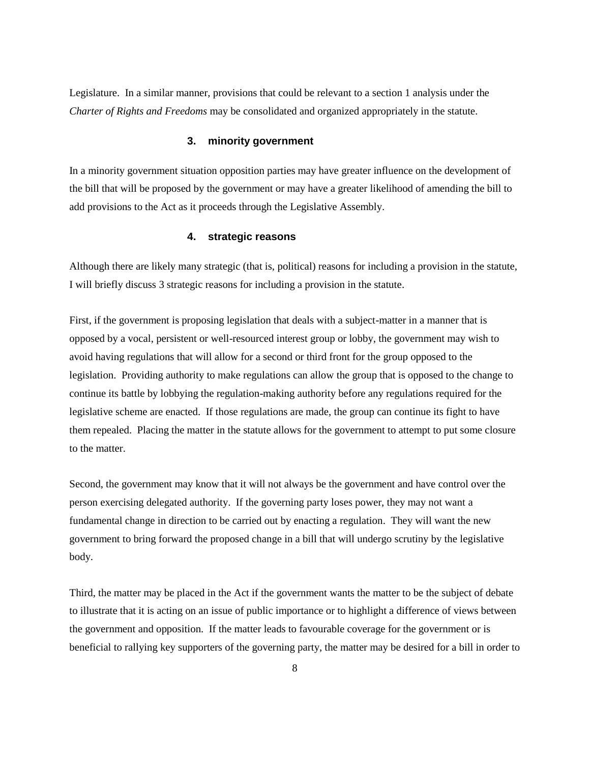Legislature. In a similar manner, provisions that could be relevant to a section 1 analysis under the *Charter of Rights and Freedoms* may be consolidated and organized appropriately in the statute.

### 3. minority government

In a minority government situation opposition parties may have greater influence on the development of the bill that will be proposed by the government or may have a greater likelihood of amending the bill to add provisions to the Act as it proceeds through the Legislative Assembly.

### 4. strategic reasons

Although there are likely many strategic (that is, political) reasons for including a provision in the statute, I will briefly discuss 3 strategic reasons for including a provision in the statute.

First, if the government is proposing legislation that deals with a subject-matter in a manner that is opposed by a vocal, persistent or well-resourced interest group or lobby, the government may wish to avoid having regulations that will allow for a second or third front for the group opposed to the legislation. Providing authority to make regulations can allow the group that is opposed to the change to continue its battle by lobbying the regulation-making authority before any regulations required for the legislative scheme are enacted. If those regulations are made, the group can continue its fight to have them repealed. Placing the matter in the statute allows for the government to attempt to put some closure to the matter.

Second, the government may know that it will not always be the government and have control over the person exercising delegated authority. If the governing party loses power, they may not want a fundamental change in direction to be carried out by enacting a regulation. They will want the new government to bring forward the proposed change in a bill that will undergo scrutiny by the legislative body.

Third, the matter may be placed in the Act if the government wants the matter to be the subject of debate to illustrate that it is acting on an issue of public importance or to highlight a difference of views between the government and opposition. If the matter leads to favourable coverage for the government or is beneficial to rallying key supporters of the governing party, the matter may be desired for a bill in order to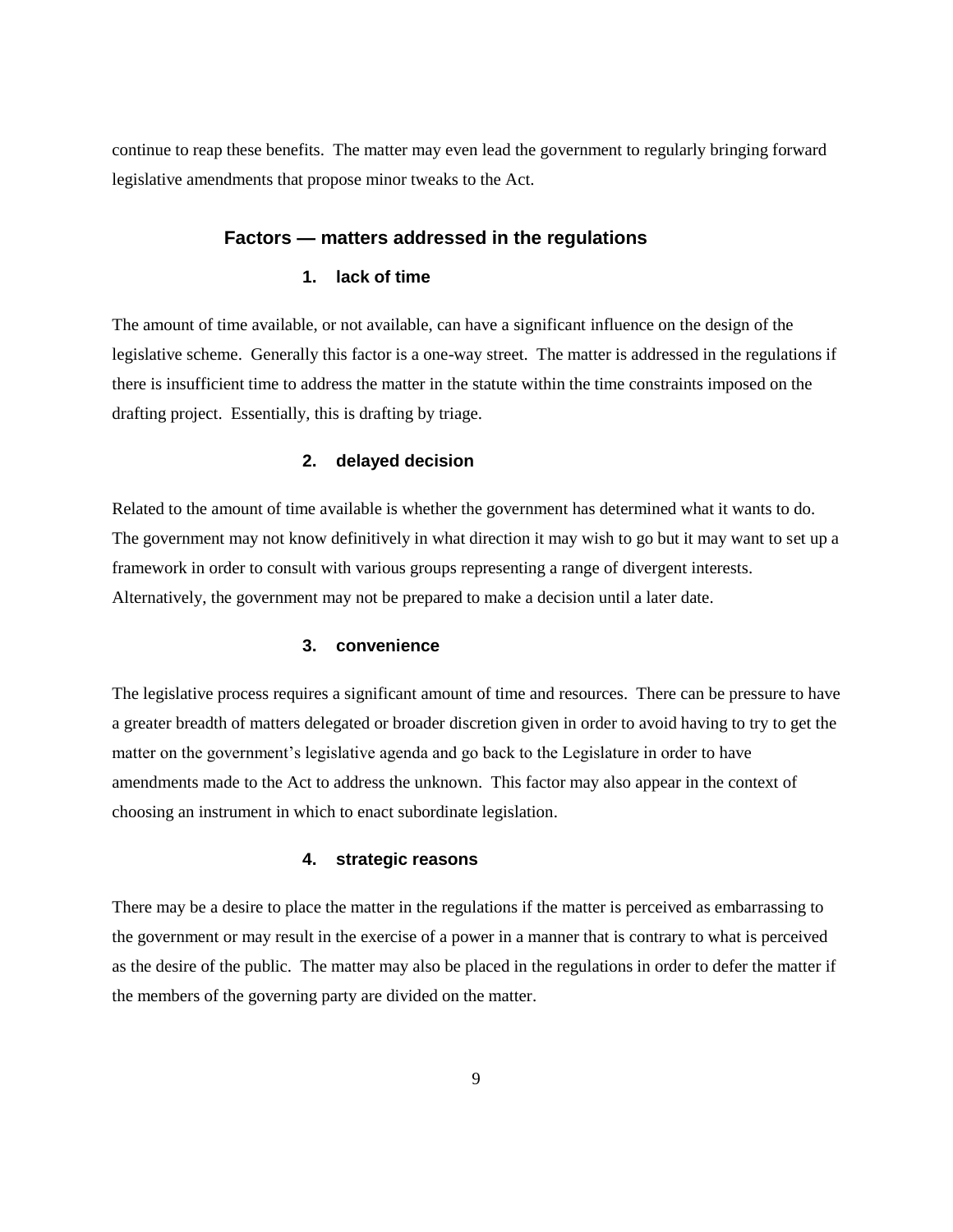continue to reap these benefits. The matter may even lead the government to regularly bringing forward legislative amendments that propose minor tweaks to the Act.

## Factors — matters addressed in the regulations

### 1. lack of time

The amount of time available, or not available, can have a significant influence on the design of the legislative scheme. Generally this factor is a one-way street. The matter is addressed in the regulations if there is insufficient time to address the matter in the statute within the time constraints imposed on the drafting project. Essentially, this is drafting by triage.

### 2. delayed decision

Related to the amount of time available is whether the government has determined what it wants to do. The government may not know definitively in what direction it may wish to go but it may want to set up a framework in order to consult with various groups representing a range of divergent interests. Alternatively, the government may not be prepared to make a decision until a later date.

### 3. convenience

The legislative process requires a significant amount of time and resources. There can be pressure to have a greater breadth of matters delegated or broader discretion given in order to avoid having to try to get the matter on the government's legislative agenda and go back to the Legislature in order to have amendments made to the Act to address the unknown. This factor may also appear in the context of choosing an instrument in which to enact subordinate legislation.

### 4. strategic reasons

There may be a desire to place the matter in the regulations if the matter is perceived as embarrassing to the government or may result in the exercise of a power in a manner that is contrary to what is perceived as the desire of the public. The matter may also be placed in the regulations in order to defer the matter if the members of the governing party are divided on the matter.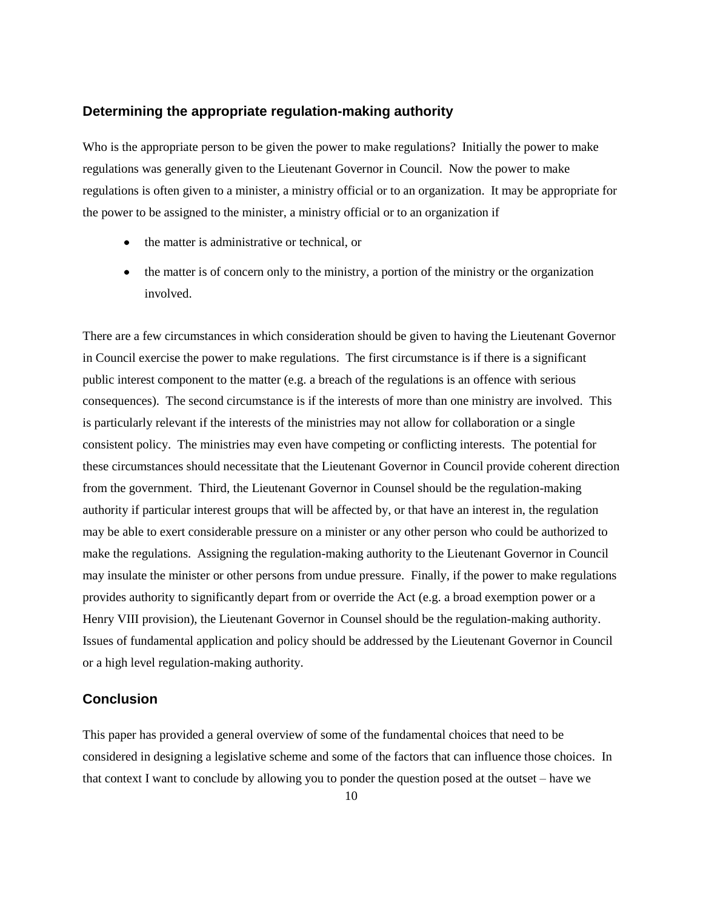### Determining the appropriate regulation-making authority

Who is the appropriate person to be given the power to make regulations? Initially the power to make regulations was generally given to the Lieutenant Governor in Council. Now the power to make regulations is often given to a minister, a ministry official or to an organization. It may be appropriate for the power to be assigned to the minister, a ministry official or to an organization if

- the matter is administrative or technical, or
- the matter is of concern only to the ministry, a portion of the ministry or the organization involved.

There are a few circumstances in which consideration should be given to having the Lieutenant Governor in Council exercise the power to make regulations. The first circumstance is if there is a significant public interest component to the matter (e.g. a breach of the regulations is an offence with serious consequences). The second circumstance is if the interests of more than one ministry are involved. This is particularly relevant if the interests of the ministries may not allow for collaboration or a single consistent policy. The ministries may even have competing or conflicting interests. The potential for these circumstances should necessitate that the Lieutenant Governor in Council provide coherent direction from the government. Third, the Lieutenant Governor in Counsel should be the regulation-making authority if particular interest groups that will be affected by, or that have an interest in, the regulation may be able to exert considerable pressure on a minister or any other person who could be authorized to make the regulations. Assigning the regulation-making authority to the Lieutenant Governor in Council may insulate the minister or other persons from undue pressure. Finally, if the power to make regulations provides authority to significantly depart from or override the Act (e.g. a broad exemption power or a Henry VIII provision), the Lieutenant Governor in Counsel should be the regulation-making authority. Issues of fundamental application and policy should be addressed by the Lieutenant Governor in Council or a high level regulation-making authority.

### Conclusion

This paper has provided a general overview of some of the fundamental choices that need to be considered in designing a legislative scheme and some of the factors that can influence those choices. In that context I want to conclude by allowing you to ponder the question posed at the outset – have we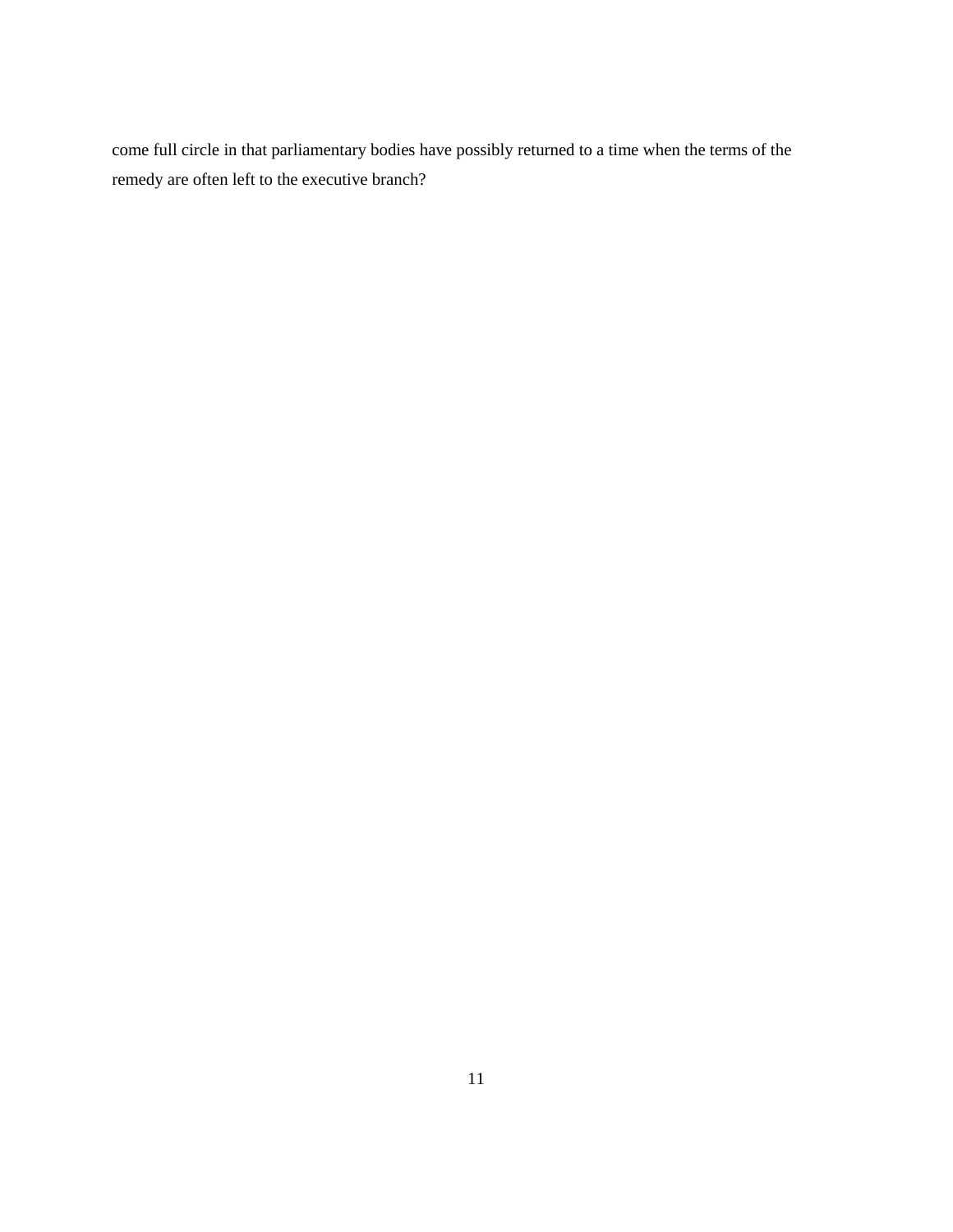come full circle in that parliamentary bodies have possibly returned to a time when the terms of the remedy are often left to the executive branch?